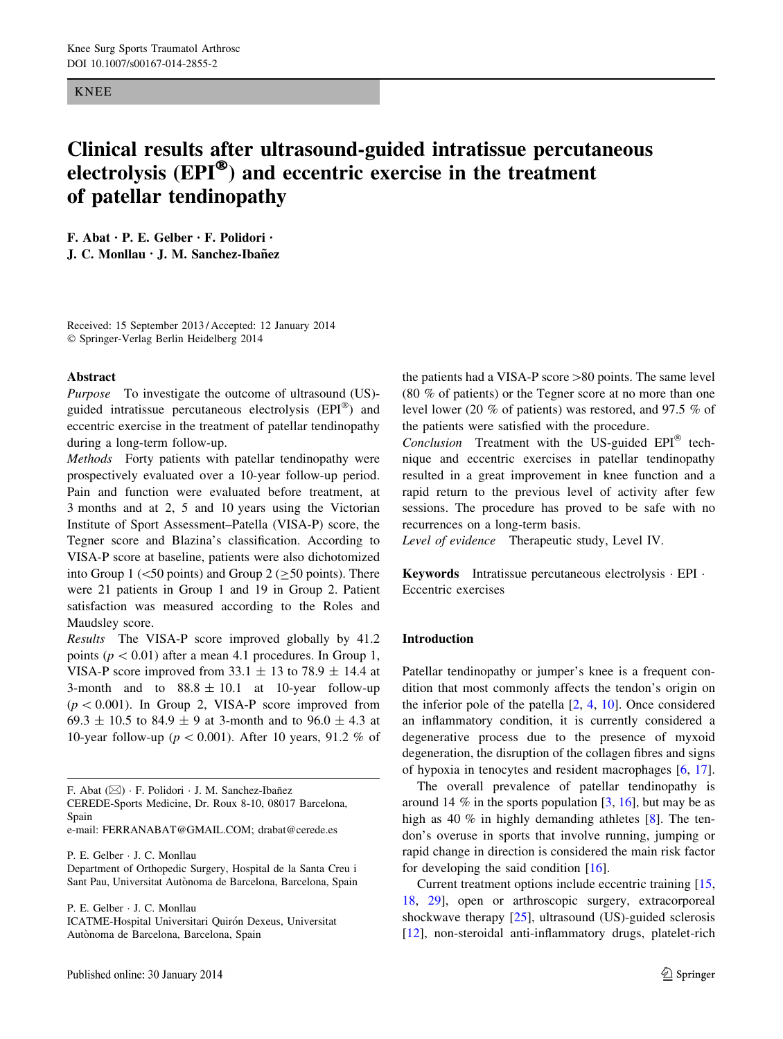KNEE

# Clinical results after ultrasound-guided intratissue percutaneous electrolysis (EPI®) and eccentric exercise in the treatment of patellar tendinopathy

**F. Abat · P. E. Gelber · F. Polidori · J. C. Monllau · J. M. Sanchez-Ibañez**

Received: 15 September 2013 / Accepted: 12 January 2014
© Springer-Verlag Berlin Heidelberg 2014

## Abstract

*Purpose* To investigate the outcome of ultrasound (US)-guided intratissue percutaneous electrolysis (EPI®) and eccentric exercise in the treatment of patellar tendinopathy during a long-term follow-up.

*Methods* Forty patients with patellar tendinopathy were prospectively evaluated over a 10-year follow-up period. Pain and function were evaluated before treatment, at 3 months and at 2, 5 and 10 years using the Victorian Institute of Sport Assessment–Patella (VISA-P) score, the Tegner score and Blazina's classification. According to VISA-P score at baseline, patients were also dichotomized into Group 1 (<50 points) and Group 2 (≥50 points). There were 21 patients in Group 1 and 19 in Group 2. Patient satisfaction was measured according to the Roles and Maudsley score.

*Results* The VISA-P score improved globally by 41.2 points ($p < 0.01$) after a mean 4.1 procedures. In Group 1, VISA-P score improved from 33.1 ± 13 to 78.9 ± 14.4 at 3-month and to 88.8 ± 10.1 at 10-year follow-up ($p < 0.001$). In Group 2, VISA-P score improved from 69.3 ± 10.5 to 84.9 ± 9 at 3-month and to 96.0 ± 4.3 at 10-year follow-up ($p < 0.001$). After 10 years, 91.2 % of the patients had a VISA-P score >80 points. The same level (80 % of patients) or the Tegner score at no more than one level lower (20 % of patients) was restored, and 97.5 % of the patients were satisfied with the procedure.

*Conclusion* Treatment with the US-guided EPI® technique and eccentric exercises in patellar tendinopathy resulted in a great improvement in knee function and a rapid return to the previous level of activity after few sessions. The procedure has proved to be safe with no recurrences on a long-term basis.

*Level of evidence* Therapeutic study, Level IV.

**Keywords** Intratissue percutaneous electrolysis · EPI · Eccentric exercises

F. Abat (✉) · F. Polidori · J. M. Sanchez-Ibañez
CEREDE-Sports Medicine, Dr. Roux 8-10, 08017 Barcelona, Spain
e-mail: FERRANABAT@GMAIL.COM; drabat@cerede.es

P. E. Gelber · J. C. Monllau
Department of Orthopedic Surgery, Hospital de la Santa Creu i Sant Pau, Universitat Autònoma de Barcelona, Barcelona, Spain

P. E. Gelber · J. C. Monllau
ICATME-Hospital Universitari Quirón Dexeus, Universitat Autònoma de Barcelona, Barcelona, Spain

## Introduction

Patellar tendinopathy or jumper's knee is a frequent condition that most commonly affects the tendon's origin on the inferior pole of the patella [2, 4, 10]. Once considered an inflammatory condition, it is currently considered a degenerative process due to the presence of myxoid degeneration, the disruption of the collagen fibres and signs of hypoxia in tenocytes and resident macrophages [6, 17].

The overall prevalence of patellar tendinopathy is around 14 % in the sports population [3, 16], but may be as high as 40 % in highly demanding athletes [8]. The tendon's overuse in sports that involve running, jumping or rapid change in direction is considered the main risk factor for developing the said condition [16].

Current treatment options include eccentric training [15, 18, 29], open or arthroscopic surgery, extracorporeal shockwave therapy [25], ultrasound (US)-guided sclerosis [12], non-steroidal anti-inflammatory drugs, platelet-rich

Published online: 30 January 2014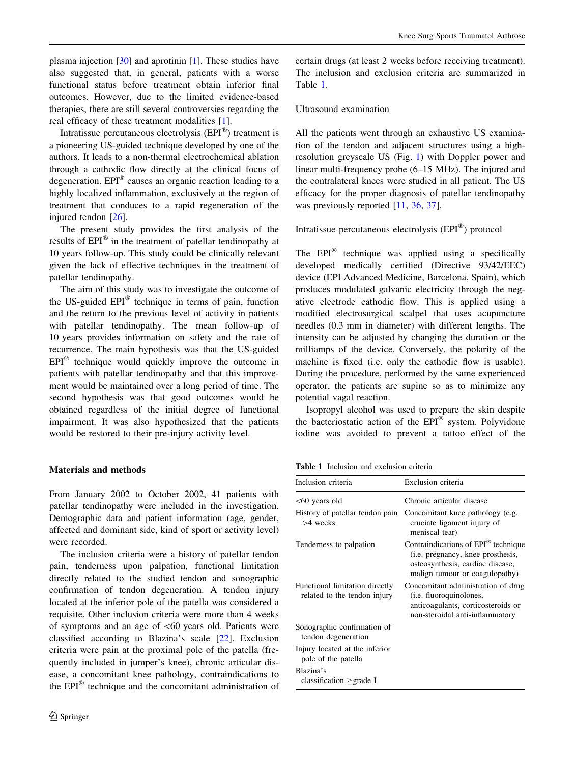plasma injection [30] and aprotinin [1]. These studies have also suggested that, in general, patients with a worse functional status before treatment obtain inferior final outcomes. However, due to the limited evidence-based therapies, there are still several controversies regarding the real efficacy of these treatment modalities [1].

Intratissue percutaneous electrolysis (EPI®) treatment is a pioneering US-guided technique developed by one of the authors. It leads to a non-thermal electrochemical ablation through a cathodic flow directly at the clinical focus of degeneration. EPI® causes an organic reaction leading to a highly localized inflammation, exclusively at the region of treatment that conduces to a rapid regeneration of the injured tendon [26].

The present study provides the first analysis of the results of EPI® in the treatment of patellar tendinopathy at 10 years follow-up. This study could be clinically relevant given the lack of effective techniques in the treatment of patellar tendinopathy.

The aim of this study was to investigate the outcome of the US-guided EPI® technique in terms of pain, function and the return to the previous level of activity in patients with patellar tendinopathy. The mean follow-up of 10 years provides information on safety and the rate of recurrence. The main hypothesis was that the US-guided EPI® technique would quickly improve the outcome in patients with patellar tendinopathy and that this improvement would be maintained over a long period of time. The second hypothesis was that good outcomes would be obtained regardless of the initial degree of functional impairment. It was also hypothesized that the patients would be restored to their pre-injury activity level.

## Materials and methods

From January 2002 to October 2002, 41 patients with patellar tendinopathy were included in the investigation. Demographic data and patient information (age, gender, affected and dominant side, kind of sport or activity level) were recorded.

The inclusion criteria were a history of patellar tendon pain, tenderness upon palpation, functional limitation directly related to the studied tendon and sonographic confirmation of tendon degeneration. A tendon injury located at the inferior pole of the patella was considered a requisite. Other inclusion criteria were more than 4 weeks of symptoms and an age of <60 years old. Patients were classified according to Blazina's scale [22]. Exclusion criteria were pain at the proximal pole of the patella (frequently included in jumper's knee), chronic articular disease, a concomitant knee pathology, contraindications to the EPI® technique and the concomitant administration of certain drugs (at least 2 weeks before receiving treatment). The inclusion and exclusion criteria are summarized in Table 1.

### Ultrasound examination

All the patients went through an exhaustive US examination of the tendon and adjacent structures using a high-resolution greyscale US (Fig. 1) with Doppler power and linear multi-frequency probe (6–15 MHz). The injured and the contralateral knees were studied in all patient. The US efficacy for the proper diagnosis of patellar tendinopathy was previously reported [11, 36, 37].

### Intratissue percutaneous electrolysis (EPI®) protocol

The EPI® technique was applied using a specifically developed medically certified (Directive 93/42/EEC) device (EPI Advanced Medicine, Barcelona, Spain), which produces modulated galvanic electricity through the negative electrode cathodic flow. This is applied using a modified electrosurgical scalpel that uses acupuncture needles (0.3 mm in diameter) with different lengths. The intensity can be adjusted by changing the duration or the milliamps of the device. Conversely, the polarity of the machine is fixed (i.e. only the cathodic flow is usable). During the procedure, performed by the same experienced operator, the patients are supine so as to minimize any potential vagal reaction.

Isopropyl alcohol was used to prepare the skin despite the bacteriostatic action of the EPI® system. Polyvidone iodine was avoided to prevent a tattoo effect of the

**Table 1** Inclusion and exclusion criteria

| Inclusion criteria | Exclusion criteria |
|---|---|
| <60 years old | Chronic articular disease |
| History of patellar tendon pain >4 weeks | Concomitant knee pathology (e.g. cruciate ligament injury of meniscal tear) |
| Tenderness to palpation | Contraindications of EPI® technique (i.e. pregnancy, knee prosthesis, osteosynthesis, cardiac disease, malign tumour or coagulopathy) |
| Functional limitation directly related to the tendon injury | Concomitant administration of drug (i.e. fluoroquinolones, anticoagulants, corticosteroids or non-steroidal anti-inflammatory |
| Sonographic confirmation of tendon degeneration | |
| Injury located at the inferior pole of the patella | |
| Blazina's classification ≥grade I | |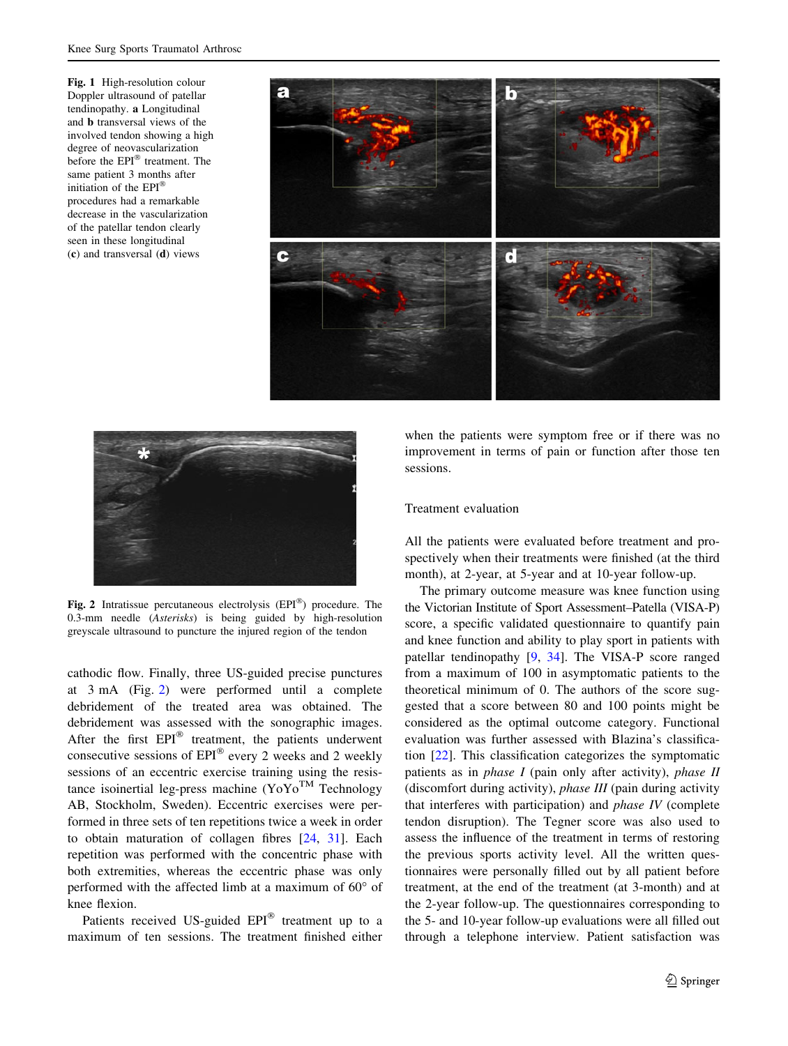**Fig. 1** High-resolution colour Doppler ultrasound of patellar tendinopathy. **a** Longitudinal and **b** transversal views of the involved tendon showing a high degree of neovascularization before the EPI® treatment. The same patient 3 months after initiation of the EPI® procedures had a remarkable decrease in the vascularization of the patellar tendon clearly seen in these longitudinal (**c**) and transversal (**d**) views

**Fig. 2** Intratissue percutaneous electrolysis (EPI®) procedure. The 0.3-mm needle (*Asterisks*) is being guided by high-resolution greyscale ultrasound to puncture the injured region of the tendon

cathodic flow. Finally, three US-guided precise punctures at 3 mA (Fig. 2) were performed until a complete debridement of the treated area was obtained. The debridement was assessed with the sonographic images. After the first EPI® treatment, the patients underwent consecutive sessions of EPI® every 2 weeks and 2 weekly sessions of an eccentric exercise training using the resistance isoinertial leg-press machine (YoYo™ Technology AB, Stockholm, Sweden). Eccentric exercises were performed in three sets of ten repetitions twice a week in order to obtain maturation of collagen fibres [24, 31]. Each repetition was performed with the concentric phase with both extremities, whereas the eccentric phase was only performed with the affected limb at a maximum of 60° of knee flexion.

Patients received US-guided EPI® treatment up to a maximum of ten sessions. The treatment finished either when the patients were symptom free or if there was no improvement in terms of pain or function after those ten sessions.

## Treatment evaluation

All the patients were evaluated before treatment and prospectively when their treatments were finished (at the third month), at 2-year, at 5-year and at 10-year follow-up.

The primary outcome measure was knee function using the Victorian Institute of Sport Assessment–Patella (VISA-P) score, a specific validated questionnaire to quantify pain and knee function and ability to play sport in patients with patellar tendinopathy [9, 34]. The VISA-P score ranged from a maximum of 100 in asymptomatic patients to the theoretical minimum of 0. The authors of the score suggested that a score between 80 and 100 points might be considered as the optimal outcome category. Functional evaluation was further assessed with Blazina's classification [22]. This classification categorizes the symptomatic patients as in *phase I* (pain only after activity), *phase II* (discomfort during activity), *phase III* (pain during activity that interferes with participation) and *phase IV* (complete tendon disruption). The Tegner score was also used to assess the influence of the treatment in terms of restoring the previous sports activity level. All the written questionnaires were personally filled out by all patient before treatment, at the end of the treatment (at 3-month) and at the 2-year follow-up. The questionnaires corresponding to the 5- and 10-year follow-up evaluations were all filled out through a telephone interview. Patient satisfaction was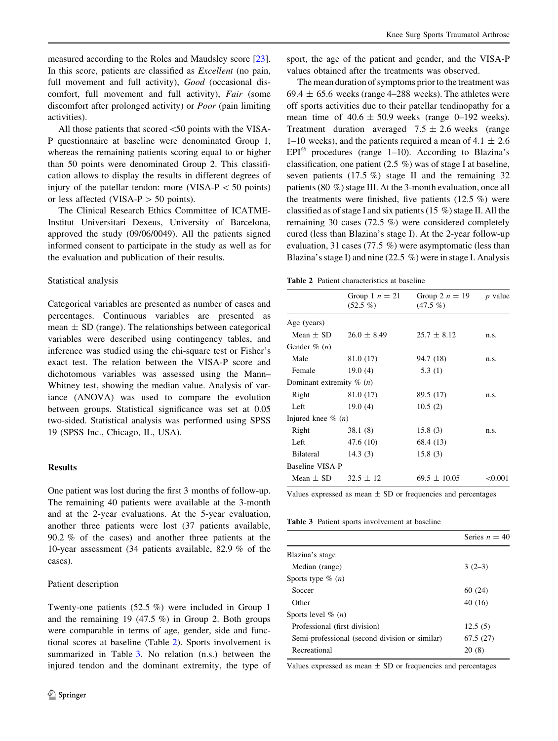measured according to the Roles and Maudsley score [23]. In this score, patients are classified as *Excellent* (no pain, full movement and full activity), *Good* (occasional discomfort, full movement and full activity), *Fair* (some discomfort after prolonged activity) or *Poor* (pain limiting activities).

All those patients that scored <50 points with the VISA-P questionnaire at baseline were denominated Group 1, whereas the remaining patients scoring equal to or higher than 50 points were denominated Group 2. This classification allows to display the results in different degrees of injury of the patellar tendon: more (VISA-P < 50 points) or less affected (VISA-P > 50 points).

The Clinical Research Ethics Committee of ICATME-Institut Universitari Dexeus, University of Barcelona, approved the study (09/06/0049). All the patients signed informed consent to participate in the study as well as for the evaluation and publication of their results.

### Statistical analysis

Categorical variables are presented as number of cases and percentages. Continuous variables are presented as mean ± SD (range). The relationships between categorical variables were described using contingency tables, and inference was studied using the chi-square test or Fisher's exact test. The relation between the VISA-P score and dichotomous variables was assessed using the Mann–Whitney test, showing the median value. Analysis of variance (ANOVA) was used to compare the evolution between groups. Statistical significance was set at 0.05 two-sided. Statistical analysis was performed using SPSS 19 (SPSS Inc., Chicago, IL, USA).

## Results

One patient was lost during the first 3 months of follow-up. The remaining 40 patients were available at the 3-month and at the 2-year evaluations. At the 5-year evaluation, another three patients were lost (37 patients available, 90.2 % of the cases) and another three patients at the 10-year assessment (34 patients available, 82.9 % of the cases).

### Patient description

Twenty-one patients (52.5 %) were included in Group 1 and the remaining 19 (47.5 %) in Group 2. Both groups were comparable in terms of age, gender, side and functional scores at baseline (Table 2). Sports involvement is summarized in Table 3. No relation (n.s.) between the injured tendon and the dominant extremity, the type of sport, the age of the patient and gender, and the VISA-P values obtained after the treatments was observed.

The mean duration of symptoms prior to the treatment was 69.4 ± 65.6 weeks (range 4–288 weeks). The athletes were off sports activities due to their patellar tendinopathy for a mean time of 40.6 ± 50.9 weeks (range 0–192 weeks). Treatment duration averaged 7.5 ± 2.6 weeks (range 1–10 weeks), and the patients required a mean of 4.1 ± 2.6 EPI® procedures (range 1–10). According to Blazina's classification, one patient (2.5 %) was of stage I at baseline, seven patients (17.5 %) stage II and the remaining 32 patients (80 %) stage III. At the 3-month evaluation, once all the treatments were finished, five patients (12.5 %) were classified as of stage I and six patients (15 %) stage II. All the remaining 30 cases (72.5 %) were considered completely cured (less than Blazina's stage I). At the 2-year follow-up evaluation, 31 cases (77.5 %) were asymptomatic (less than Blazina's stage I) and nine (22.5 %) were in stage I. Analysis

**Table 2** Patient characteristics at baseline

| | Group 1 $n = 21$ (52.5 %) | Group 2 $n = 19$ (47.5 %) | $p$ value |
|---|---|---|---|
| Age (years) | | | |
| Mean ± SD | 26.0 ± 8.49 | 25.7 ± 8.12 | n.s. |
| Gender % ($n$) | | | |
| Male | 81.0 (17) | 94.7 (18) | n.s. |
| Female | 19.0 (4) | 5.3 (1) | |
| Dominant extremity % ($n$) | | | |
| Right | 81.0 (17) | 89.5 (17) | n.s. |
| Left | 19.0 (4) | 10.5 (2) | |
| Injured knee % ($n$) | | | |
| Right | 38.1 (8) | 15.8 (3) | n.s. |
| Left | 47.6 (10) | 68.4 (13) | |
| Bilateral | 14.3 (3) | 15.8 (3) | |
| Baseline VISA-P | | | |
| Mean ± SD | 32.5 ± 12 | 69.5 ± 10.05 | <0.001 |

Values expressed as mean ± SD or frequencies and percentages

**Table 3** Patient sports involvement at baseline

| | Series $n = 40$ |
|---|---|
| Blazina's stage | |
| Median (range) | 3 (2–3) |
| Sports type % ($n$) | |
| Soccer | 60 (24) |
| Other | 40 (16) |
| Sports level % ($n$) | |
| Professional (first division) | 12.5 (5) |
| Semi-professional (second division or similar) | 67.5 (27) |
| Recreational | 20 (8) |

Values expressed as mean ± SD or frequencies and percentages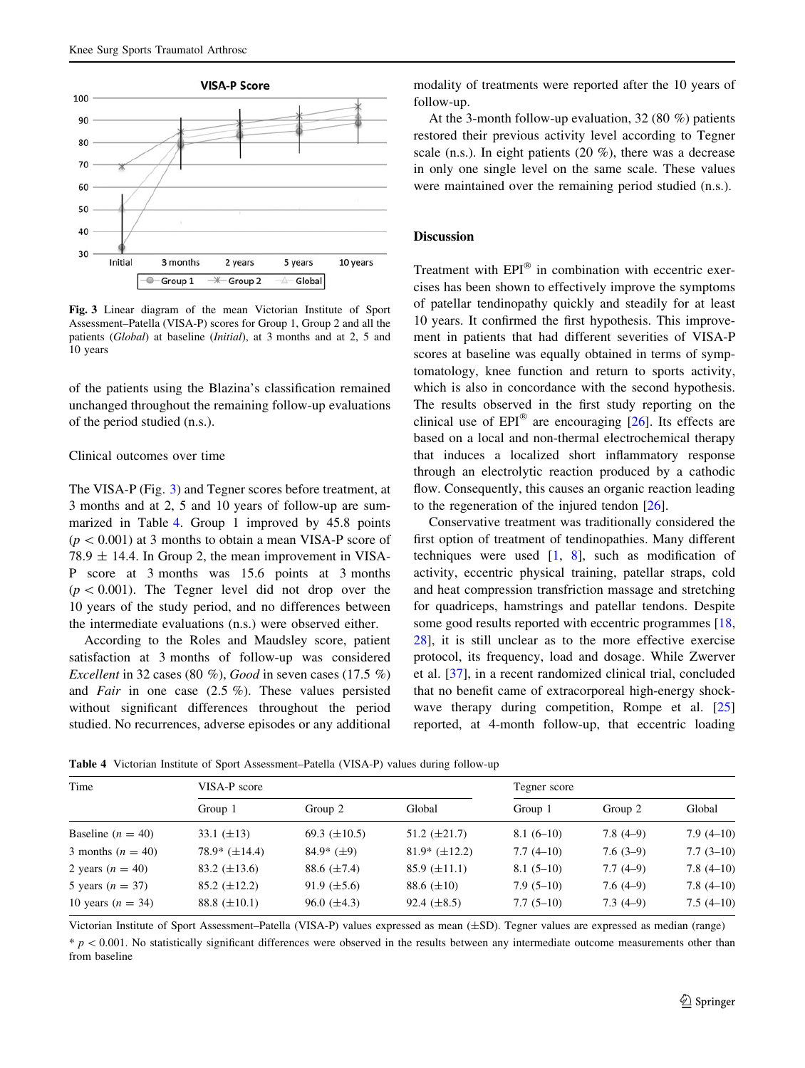**Fig. 3** Linear diagram of the mean Victorian Institute of Sport Assessment–Patella (VISA-P) scores for Group 1, Group 2 and all the patients (*Global*) at baseline (*Initial*), at 3 months and at 2, 5 and 10 years

of the patients using the Blazina's classification remained unchanged throughout the remaining follow-up evaluations of the period studied (n.s.).

### Clinical outcomes over time

The VISA-P (Fig. 3) and Tegner scores before treatment, at 3 months and at 2, 5 and 10 years of follow-up are summarized in Table 4. Group 1 improved by 45.8 points ($p < 0.001$) at 3 months to obtain a mean VISA-P score of 78.9 ± 14.4. In Group 2, the mean improvement in VISA-P score at 3 months was 15.6 points at 3 months ($p < 0.001$). The Tegner level did not drop over the 10 years of the study period, and no differences between the intermediate evaluations (n.s.) were observed either.

According to the Roles and Maudsley score, patient satisfaction at 3 months of follow-up was considered *Excellent* in 32 cases (80 %), *Good* in seven cases (17.5 %) and *Fair* in one case (2.5 %). These values persisted without significant differences throughout the period studied. No recurrences, adverse episodes or any additional modality of treatments were reported after the 10 years of follow-up.

At the 3-month follow-up evaluation, 32 (80 %) patients restored their previous activity level according to Tegner scale (n.s.). In eight patients (20 %), there was a decrease in only one single level on the same scale. These values were maintained over the remaining period studied (n.s.).

## Discussion

Treatment with EPI® in combination with eccentric exercises has been shown to effectively improve the symptoms of patellar tendinopathy quickly and steadily for at least 10 years. It confirmed the first hypothesis. This improvement in patients that had different severities of VISA-P scores at baseline was equally obtained in terms of symptomatology, knee function and return to sports activity, which is also in concordance with the second hypothesis. The results observed in the first study reporting on the clinical use of EPI® are encouraging [26]. Its effects are based on a local and non-thermal electrochemical therapy that induces a localized short inflammatory response through an electrolytic reaction produced by a cathodic flow. Consequently, this causes an organic reaction leading to the regeneration of the injured tendon [26].

Conservative treatment was traditionally considered the first option of treatment of tendinopathies. Many different techniques were used [1, 8], such as modification of activity, eccentric physical training, patellar straps, cold and heat compression transfriction massage and stretching for quadriceps, hamstrings and patellar tendons. Despite some good results reported with eccentric programmes [18, 28], it is still unclear as to the more effective exercise protocol, its frequency, load and dosage. While Zwerver et al. [37], in a recent randomized clinical trial, concluded that no benefit came of extracorporeal high-energy shockwave therapy during competition, Rompe et al. [25] reported, at 4-month follow-up, that eccentric loading

**Table 4** Victorian Institute of Sport Assessment–Patella (VISA-P) values during follow-up

| Time | VISA-P score | | | Tegner score | | |
|---|---|---|---|---|---|---|
| | Group 1 | Group 2 | Global | Group 1 | Group 2 | Global |
| Baseline ($n = 40$) | 33.1 (±13) | 69.3 (±10.5) | 51.2 (±21.7) | 8.1 (6–10) | 7.8 (4–9) | 7.9 (4–10) |
| 3 months ($n = 40$) | 78.9* (±14.4) | 84.9* (±9) | 81.9* (±12.2) | 7.7 (4–10) | 7.6 (3–9) | 7.7 (3–10) |
| 2 years ($n = 40$) | 83.2 (±13.6) | 88.6 (±7.4) | 85.9 (±11.1) | 8.1 (5–10) | 7.7 (4–9) | 7.8 (4–10) |
| 5 years ($n = 37$) | 85.2 (±12.2) | 91.9 (±5.6) | 88.6 (±10) | 7.9 (5–10) | 7.6 (4–9) | 7.8 (4–10) |
| 10 years ($n = 34$) | 88.8 (±10.1) | 96.0 (±4.3) | 92.4 (±8.5) | 7.7 (5–10) | 7.3 (4–9) | 7.5 (4–10) |

Victorian Institute of Sport Assessment–Patella (VISA-P) values expressed as mean (±SD). Tegner values are expressed as median (range)

* $p < 0.001$. No statistically significant differences were observed in the results between any intermediate outcome measurements other than from baseline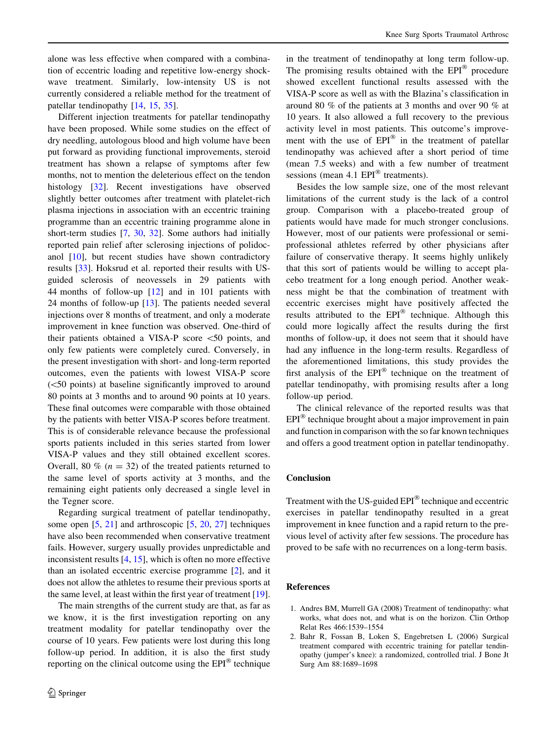alone was less effective when compared with a combination of eccentric loading and repetitive low-energy shockwave treatment. Similarly, low-intensity US is not currently considered a reliable method for the treatment of patellar tendinopathy [14, 15, 35].

Different injection treatments for patellar tendinopathy have been proposed. While some studies on the effect of dry needling, autologous blood and high volume have been put forward as providing functional improvements, steroid treatment has shown a relapse of symptoms after few months, not to mention the deleterious effect on the tendon histology [32]. Recent investigations have observed slightly better outcomes after treatment with platelet-rich plasma injections in association with an eccentric training programme than an eccentric training programme alone in short-term studies [7, 30, 32]. Some authors had initially reported pain relief after sclerosing injections of polidocanol [10], but recent studies have shown contradictory results [33]. Hoksrud et al. reported their results with US-guided sclerosis of neovessels in 29 patients with 44 months of follow-up [12] and in 101 patients with 24 months of follow-up [13]. The patients needed several injections over 8 months of treatment, and only a moderate improvement in knee function was observed. One-third of their patients obtained a VISA-P score <50 points, and only few patients were completely cured. Conversely, in the present investigation with short- and long-term reported outcomes, even the patients with lowest VISA-P score (<50 points) at baseline significantly improved to around 80 points at 3 months and to around 90 points at 10 years. These final outcomes were comparable with those obtained by the patients with better VISA-P scores before treatment. This is of considerable relevance because the professional sports patients included in this series started from lower VISA-P values and they still obtained excellent scores. Overall, 80 % ($n = 32$) of the treated patients returned to the same level of sports activity at 3 months, and the remaining eight patients only decreased a single level in the Tegner score.

Regarding surgical treatment of patellar tendinopathy, some open [5, 21] and arthroscopic [5, 20, 27] techniques have also been recommended when conservative treatment fails. However, surgery usually provides unpredictable and inconsistent results [4, 15], which is often no more effective than an isolated eccentric exercise programme [2], and it does not allow the athletes to resume their previous sports at the same level, at least within the first year of treatment [19].

The main strengths of the current study are that, as far as we know, it is the first investigation reporting on any treatment modality for patellar tendinopathy over the course of 10 years. Few patients were lost during this long follow-up period. In addition, it is also the first study reporting on the clinical outcome using the EPI® technique in the treatment of tendinopathy at long term follow-up. The promising results obtained with the EPI® procedure showed excellent functional results assessed with the VISA-P score as well as with the Blazina's classification in around 80 % of the patients at 3 months and over 90 % at 10 years. It also allowed a full recovery to the previous activity level in most patients. This outcome's improvement with the use of EPI® in the treatment of patellar tendinopathy was achieved after a short period of time (mean 7.5 weeks) and with a few number of treatment sessions (mean 4.1 EPI® treatments).

Besides the low sample size, one of the most relevant limitations of the current study is the lack of a control group. Comparison with a placebo-treated group of patients would have made for much stronger conclusions. However, most of our patients were professional or semi-professional athletes referred by other physicians after failure of conservative therapy. It seems highly unlikely that this sort of patients would be willing to accept placebo treatment for a long enough period. Another weakness might be that the combination of treatment with eccentric exercises might have positively affected the results attributed to the EPI® technique. Although this could more logically affect the results during the first months of follow-up, it does not seem that it should have had any influence in the long-term results. Regardless of the aforementioned limitations, this study provides the first analysis of the EPI® technique on the treatment of patellar tendinopathy, with promising results after a long follow-up period.

The clinical relevance of the reported results was that EPI® technique brought about a major improvement in pain and function in comparison with the so far known techniques and offers a good treatment option in patellar tendinopathy.

## Conclusion

Treatment with the US-guided EPI® technique and eccentric exercises in patellar tendinopathy resulted in a great improvement in knee function and a rapid return to the previous level of activity after few sessions. The procedure has proved to be safe with no recurrences on a long-term basis.

## References

1. Andres BM, Murrell GA (2008) Treatment of tendinopathy: what works, what does not, and what is on the horizon. Clin Orthop Relat Res 466:1539–1554
2. Bahr R, Fossan B, Loken S, Engebretsen L (2006) Surgical treatment compared with eccentric training for patellar tendinopathy (jumper's knee): a randomized, controlled trial. J Bone Jt Surg Am 88:1689–1698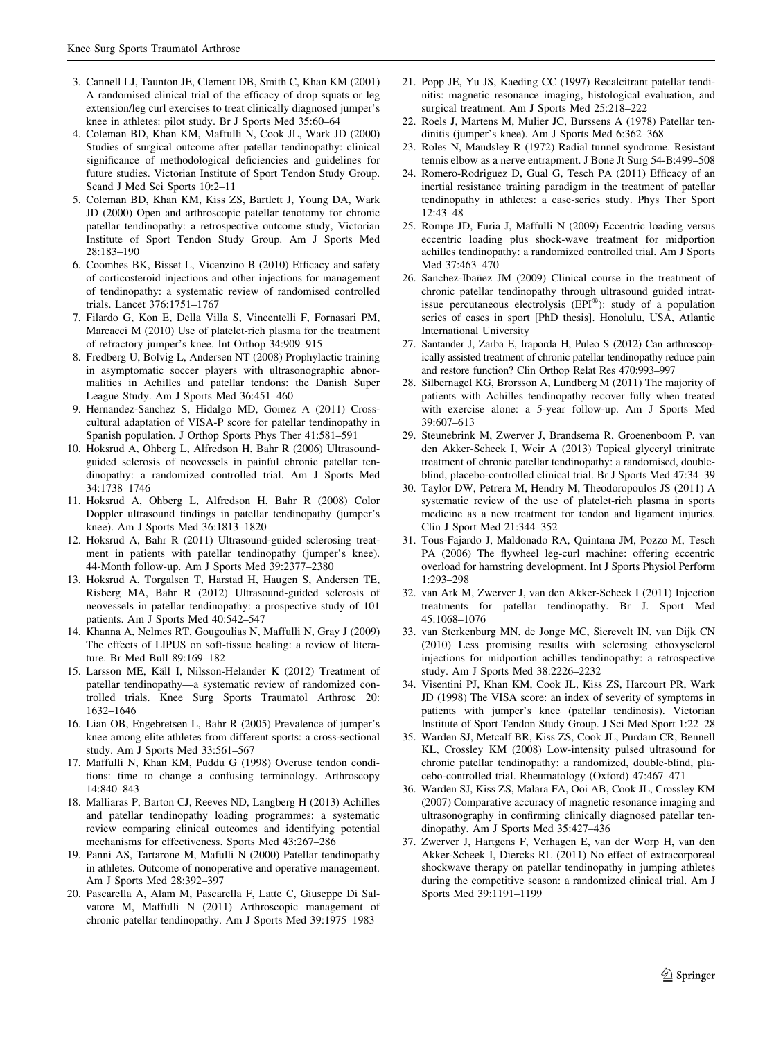3. Cannell LJ, Taunton JE, Clement DB, Smith C, Khan KM (2001) A randomised clinical trial of the efficacy of drop squats or leg extension/leg curl exercises to treat clinically diagnosed jumper's knee in athletes: pilot study. Br J Sports Med 35:60–64
4. Coleman BD, Khan KM, Maffulli N, Cook JL, Wark JD (2000) Studies of surgical outcome after patellar tendinopathy: clinical significance of methodological deficiencies and guidelines for future studies. Victorian Institute of Sport Tendon Study Group. Scand J Med Sci Sports 10:2–11
5. Coleman BD, Khan KM, Kiss ZS, Bartlett J, Young DA, Wark JD (2000) Open and arthroscopic patellar tenotomy for chronic patellar tendinopathy: a retrospective outcome study, Victorian Institute of Sport Tendon Study Group. Am J Sports Med 28:183–190
6. Coombes BK, Bisset L, Vicenzino B (2010) Efficacy and safety of corticosteroid injections and other injections for management of tendinopathy: a systematic review of randomised controlled trials. Lancet 376:1751–1767
7. Filardo G, Kon E, Della Villa S, Vincentelli F, Fornasari PM, Marcacci M (2010) Use of platelet-rich plasma for the treatment of refractory jumper's knee. Int Orthop 34:909–915
8. Fredberg U, Bolvig L, Andersen NT (2008) Prophylactic training in asymptomatic soccer players with ultrasonographic abnormalities in Achilles and patellar tendons: the Danish Super League Study. Am J Sports Med 36:451–460
9. Hernandez-Sanchez S, Hidalgo MD, Gomez A (2011) Cross-cultural adaptation of VISA-P score for patellar tendinopathy in Spanish population. J Orthop Sports Phys Ther 41:581–591
10. Hoksrud A, Ohberg L, Alfredson H, Bahr R (2006) Ultrasound-guided sclerosis of neovessels in painful chronic patellar tendinopathy: a randomized controlled trial. Am J Sports Med 34:1738–1746
11. Hoksrud A, Ohberg L, Alfredson H, Bahr R (2008) Color Doppler ultrasound findings in patellar tendinopathy (jumper's knee). Am J Sports Med 36:1813–1820
12. Hoksrud A, Bahr R (2011) Ultrasound-guided sclerosing treatment in patients with patellar tendinopathy (jumper's knee). 44-Month follow-up. Am J Sports Med 39:2377–2380
13. Hoksrud A, Torgalsen T, Harstad H, Haugen S, Andersen TE, Risberg MA, Bahr R (2012) Ultrasound-guided sclerosis of neovessels in patellar tendinopathy: a prospective study of 101 patients. Am J Sports Med 40:542–547
14. Khanna A, Nelmes RT, Gougoulias N, Maffulli N, Gray J (2009) The effects of LIPUS on soft-tissue healing: a review of literature. Br Med Bull 89:169–182
15. Larsson ME, Käll I, Nilsson-Helander K (2012) Treatment of patellar tendinopathy—a systematic review of randomized controlled trials. Knee Surg Sports Traumatol Arthrosc 20: 1632–1646
16. Lian OB, Engebretsen L, Bahr R (2005) Prevalence of jumper's knee among elite athletes from different sports: a cross-sectional study. Am J Sports Med 33:561–567
17. Maffulli N, Khan KM, Puddu G (1998) Overuse tendon conditions: time to change a confusing terminology. Arthroscopy 14:840–843
18. Malliaras P, Barton CJ, Reeves ND, Langberg H (2013) Achilles and patellar tendinopathy loading programmes: a systematic review comparing clinical outcomes and identifying potential mechanisms for effectiveness. Sports Med 43:267–286
19. Panni AS, Tartarone M, Mafulli N (2000) Patellar tendinopathy in athletes. Outcome of nonoperative and operative management. Am J Sports Med 28:392–397
20. Pascarella A, Alam M, Pascarella F, Latte C, Giuseppe Di Salvatore M, Maffulli N (2011) Arthroscopic management of chronic patellar tendinopathy. Am J Sports Med 39:1975–1983
21. Popp JE, Yu JS, Kaeding CC (1997) Recalcitrant patellar tendinitis: magnetic resonance imaging, histological evaluation, and surgical treatment. Am J Sports Med 25:218–222
22. Roels J, Martens M, Mulier JC, Burssens A (1978) Patellar tendinitis (jumper's knee). Am J Sports Med 6:362–368
23. Roles N, Maudsley R (1972) Radial tunnel syndrome. Resistant tennis elbow as a nerve entrapment. J Bone Jt Surg 54-B:499–508
24. Romero-Rodriguez D, Gual G, Tesch PA (2011) Efficacy of an inertial resistance training paradigm in the treatment of patellar tendinopathy in athletes: a case-series study. Phys Ther Sport 12:43–48
25. Rompe JD, Furia J, Maffulli N (2009) Eccentric loading versus eccentric loading plus shock-wave treatment for midportion achilles tendinopathy: a randomized controlled trial. Am J Sports Med 37:463–470
26. Sanchez-Ibañez JM (2009) Clinical course in the treatment of chronic patellar tendinopathy through ultrasound guided intratissue percutaneous electrolysis (EPI®): study of a population series of cases in sport [PhD thesis]. Honolulu, USA, Atlantic International University
27. Santander J, Zarba E, Iraporda H, Puleo S (2012) Can arthroscopically assisted treatment of chronic patellar tendinopathy reduce pain and restore function? Clin Orthop Relat Res 470:993–997
28. Silbernagel KG, Brorsson A, Lundberg M (2011) The majority of patients with Achilles tendinopathy recover fully when treated with exercise alone: a 5-year follow-up. Am J Sports Med 39:607–613
29. Steunebrink M, Zwerver J, Brandsema R, Groenenboom P, van den Akker-Scheek I, Weir A (2013) Topical glyceryl trinitrate treatment of chronic patellar tendinopathy: a randomised, double-blind, placebo-controlled clinical trial. Br J Sports Med 47:34–39
30. Taylor DW, Petrera M, Hendry M, Theodoropoulos JS (2011) A systematic review of the use of platelet-rich plasma in sports medicine as a new treatment for tendon and ligament injuries. Clin J Sport Med 21:344–352
31. Tous-Fajardo J, Maldonado RA, Quintana JM, Pozzo M, Tesch PA (2006) The flywheel leg-curl machine: offering eccentric overload for hamstring development. Int J Sports Physiol Perform 1:293–298
32. van Ark M, Zwerver J, van den Akker-Scheek I (2011) Injection treatments for patellar tendinopathy. Br J. Sport Med 45:1068–1076
33. van Sterkenburg MN, de Jonge MC, Sierevelt IN, van Dijk CN (2010) Less promising results with sclerosing ethoxysclerol injections for midportion achilles tendinopathy: a retrospective study. Am J Sports Med 38:2226–2232
34. Visentini PJ, Khan KM, Cook JL, Kiss ZS, Harcourt PR, Wark JD (1998) The VISA score: an index of severity of symptoms in patients with jumper's knee (patellar tendinosis). Victorian Institute of Sport Tendon Study Group. J Sci Med Sport 1:22–28
35. Warden SJ, Metcalf BR, Kiss ZS, Cook JL, Purdam CR, Bennell KL, Crossley KM (2008) Low-intensity pulsed ultrasound for chronic patellar tendinopathy: a randomized, double-blind, placebo-controlled trial. Rheumatology (Oxford) 47:467–471
36. Warden SJ, Kiss ZS, Malara FA, Ooi AB, Cook JL, Crossley KM (2007) Comparative accuracy of magnetic resonance imaging and ultrasonography in confirming clinically diagnosed patellar tendinopathy. Am J Sports Med 35:427–436
37. Zwerver J, Hartgens F, Verhagen E, van der Worp H, van den Akker-Scheek I, Diercks RL (2011) No effect of extracorporeal shockwave therapy on patellar tendinopathy in jumping athletes during the competitive season: a randomized clinical trial. Am J Sports Med 39:1191–1199